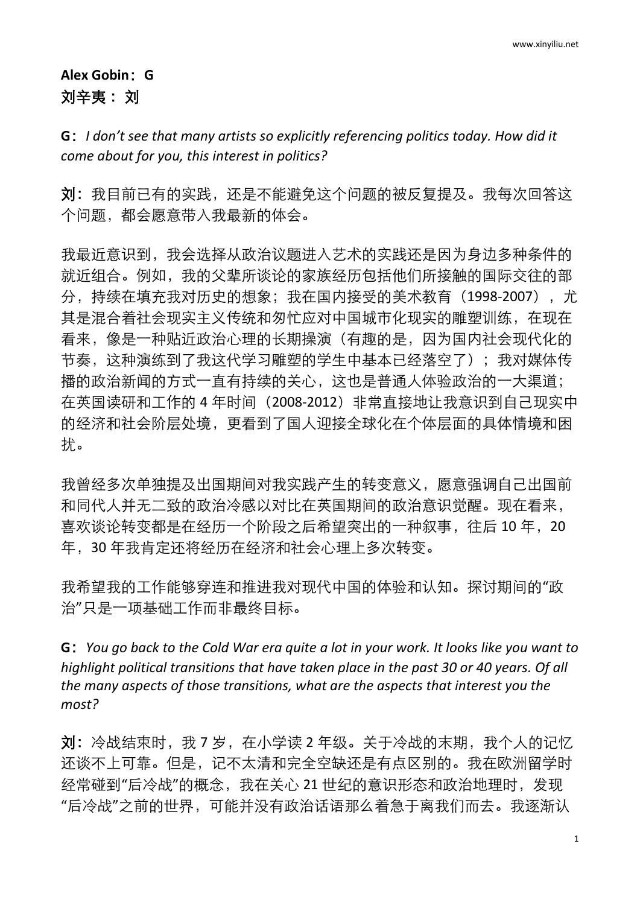**Alex Gobin：G**
**刘辛夷： 刘**

**G**：*I don't see that many artists so explicitly referencing politics today. How did it come about for you, this interest in politics?*

**刘**：我目前已有的实践，还是不能避免这个问题的被反复提及。我每次回答这个问题，都会愿意带入我最新的体会。

我最近意识到，我会选择从政治议题进入艺术的实践还是因为身边多种条件的就近组合。例如，我的父辈所谈论的家族经历包括他们所接触的国际交往的部分，持续在填充我对历史的想象；我在国内接受的美术教育（1998-2007），尤其是混合着社会现实主义传统和匆忙应对中国城市化现实的雕塑训练，在现在看来，像是一种贴近政治心理的长期操演（有趣的是，因为国内社会现代化的节奏，这种演练到了我这代学习雕塑的学生中基本已经落空了）；我对媒体传播的政治新闻的方式一直有持续的关心，这也是普通人体验政治的一大渠道；在英国读研和工作的 4 年时间（2008-2012）非常直接地让我意识到自己现实中的经济和社会阶层处境，更看到了国人迎接全球化在个体层面的具体情境和困扰。

我曾经多次单独提及出国期间对我实践产生的转变意义，愿意强调自己出国前和同代人并无二致的政治冷感以对比在英国期间的政治意识觉醒。现在看来，喜欢谈论转变都是在经历一个阶段之后希望突出的一种叙事，往后 10 年，20 年，30 年我肯定还将经历在经济和社会心理上多次转变。

我希望我的工作能够穿连和推进我对现代中国的体验和认知。探讨期间的"政治"只是一项基础工作而非最终目标。

**G**：*You go back to the Cold War era quite a lot in your work. It looks like you want to highlight political transitions that have taken place in the past 30 or 40 years. Of all the many aspects of those transitions, what are the aspects that interest you the most?*

**刘**：冷战结束时，我 7 岁，在小学读 2 年级。关于冷战的末期，我个人的记忆还谈不上可靠。但是，记不太清和完全空缺还是有点区别的。我在欧洲留学时经常碰到"后冷战"的概念，我在关心 21 世纪的意识形态和政治地理时，发现"后冷战"之前的世界，可能并没有政治话语那么着急于离我们而去。我逐渐认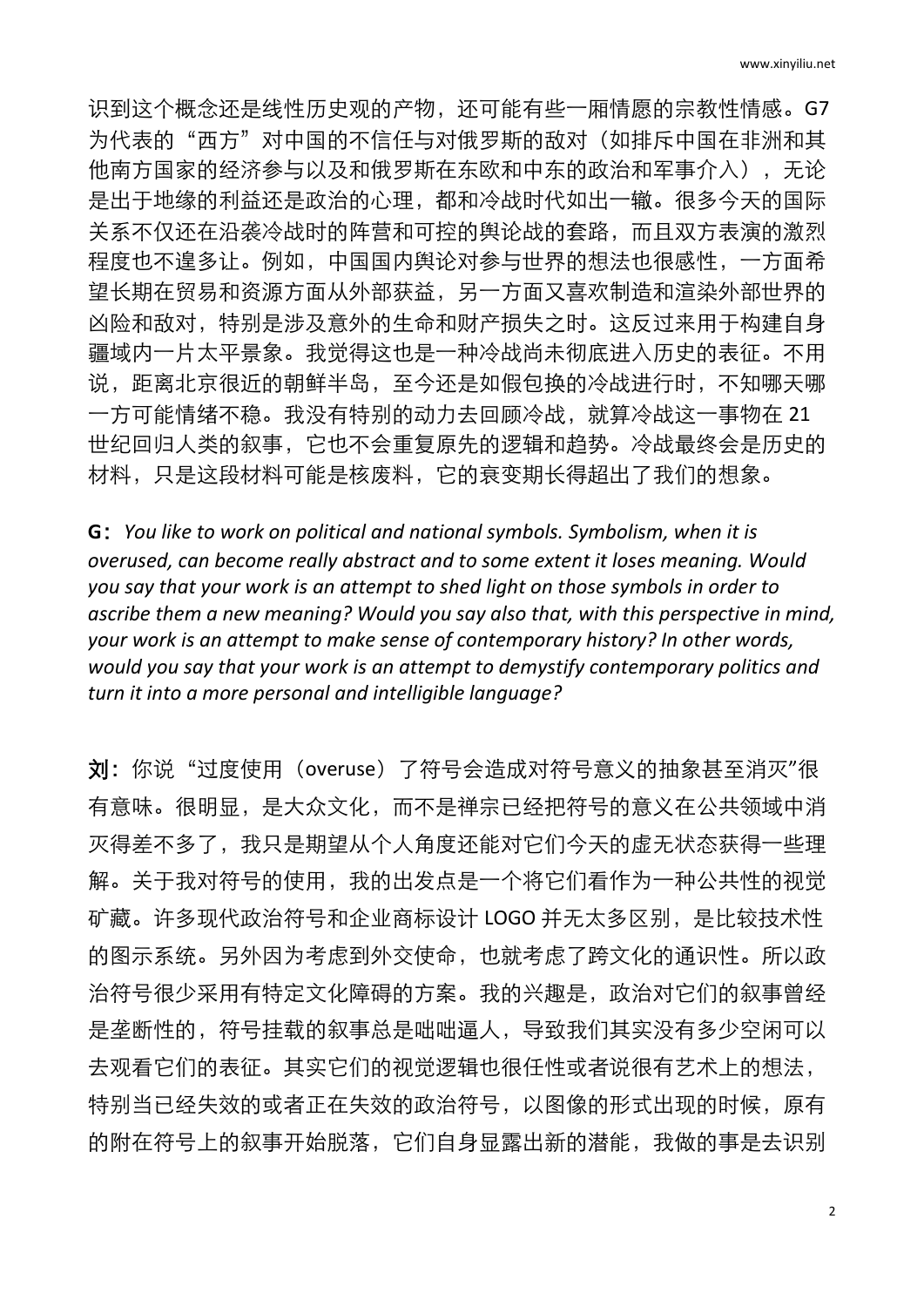识到这个概念还是线性历史观的产物，还可能有些一厢情愿的宗教性情感。G7 为代表的“西方”对中国的不信任与对俄罗斯的敌对（如排斥中国在非洲和其他南方国家的经济参与以及和俄罗斯在东欧和中东的政治和军事介入），无论是出于地缘的利益还是政治的心理，都和冷战时代如出一辙。很多今天的国际关系不仅还在沿袭冷战时的阵营和可控的舆论战的套路，而且双方表演的激烈程度也不遑多让。例如，中国国内舆论对参与世界的想法也很感性，一方面希望长期在贸易和资源方面从外部获益，另一方面又喜欢制造和渲染外部世界的凶险和敌对，特别是涉及意外的生命和财产损失之时。这反过来用于构建自身疆域内一片太平景象。我觉得这也是一种冷战尚未彻底进入历史的表征。不用说，距离北京很近的朝鲜半岛，至今还是如假包换的冷战进行时，不知哪天哪一方可能情绪不稳。我没有特别的动力去回顾冷战，就算冷战这一事物在 21 世纪回归人类的叙事，它也不会重复原先的逻辑和趋势。冷战最终会是历史的材料，只是这段材料可能是核废料，它的衰变期长得超出了我们的想象。

**G**：*You like to work on political and national symbols. Symbolism, when it is overused, can become really abstract and to some extent it loses meaning. Would you say that your work is an attempt to shed light on those symbols in order to ascribe them a new meaning? Would you say also that, with this perspective in mind, your work is an attempt to make sense of contemporary history? In other words, would you say that your work is an attempt to demystify contemporary politics and turn it into a more personal and intelligible language?*

**刘**：你说“过度使用（overuse）了符号会造成对符号意义的抽象甚至消灭”很有意味。很明显，是大众文化，而不是禅宗已经把符号的意义在公共领域中消灭得差不多了，我只是期望从个人角度还能对它们今天的虚无状态获得一些理解。关于我对符号的使用，我的出发点是一个将它们看作为一种公共性的视觉矿藏。许多现代政治符号和企业商标设计 LOGO 并无太多区别，是比较技术性的图示系统。另外因为考虑到外交使命，也就考虑了跨文化的通识性。所以政治符号很少采用有特定文化障碍的方案。我的兴趣是，政治对它们的叙事曾经是垄断性的，符号挂载的叙事总是咄咄逼人，导致我们其实没有多少空闲可以去观看它们的表征。其实它们的视觉逻辑也很任性或者说很有艺术上的想法，特别当已经失效的或者正在失效的政治符号，以图像的形式出现的时候，原有的附在符号上的叙事开始脱落，它们自身显露出新的潜能，我做的事是去识别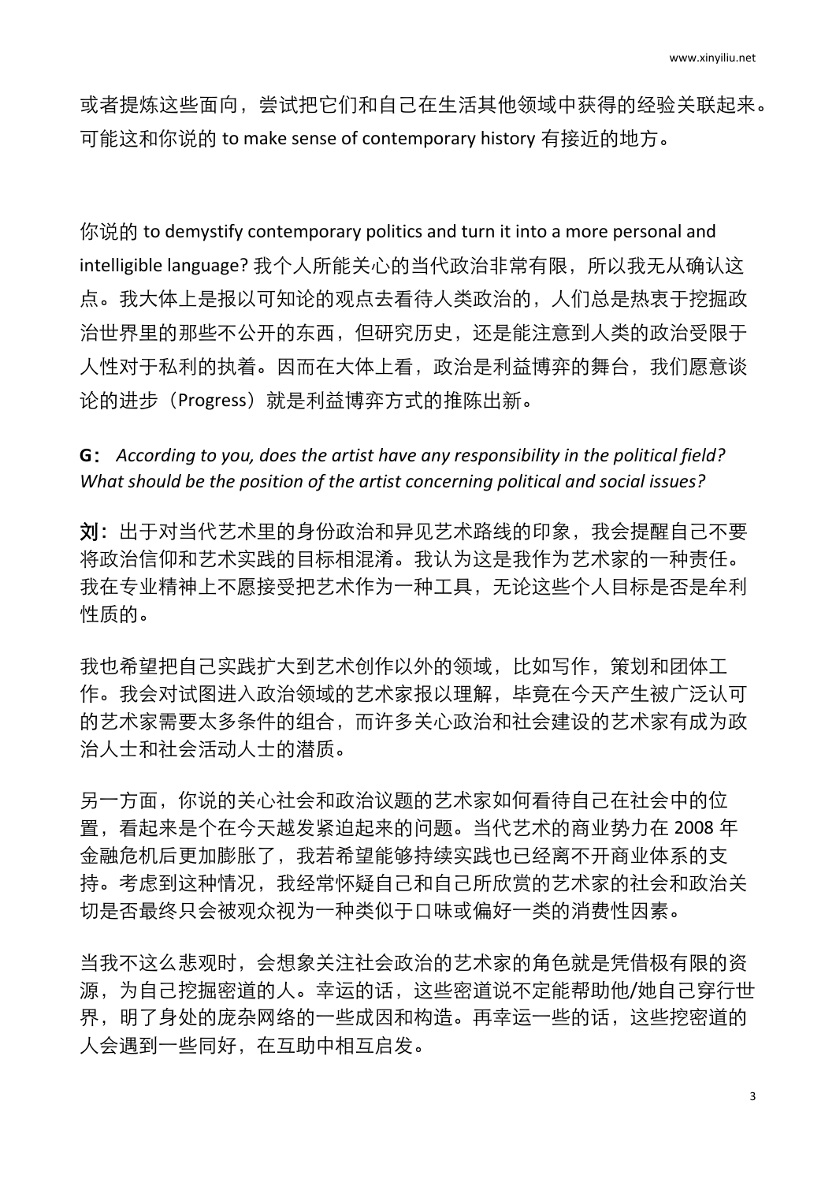或者提炼这些面向，尝试把它们和自己在生活其他领域中获得的经验关联起来。可能这和你说的 to make sense of contemporary history 有接近的地方。

你说的 to demystify contemporary politics and turn it into a more personal and intelligible language? 我个人所能关心的当代政治非常有限，所以我无从确认这点。我大体上是报以可知论的观点去看待人类政治的，人们总是热衷于挖掘政治世界里的那些不公开的东西，但研究历史，还是能注意到人类的政治受限于人性对于私利的执着。因而在大体上看，政治是利益博弈的舞台，我们愿意谈论的进步（Progress）就是利益博弈方式的推陈出新。

**G：** *According to you, does the artist have any responsibility in the political field? What should be the position of the artist concerning political and social issues?*

**刘：** 出于对当代艺术里的身份政治和异见艺术路线的印象，我会提醒自己不要将政治信仰和艺术实践的目标相混淆。我认为这是我作为艺术家的一种责任。我在专业精神上不愿接受把艺术作为一种工具，无论这些个人目标是否是牟利性质的。

我也希望把自己实践扩大到艺术创作以外的领域，比如写作，策划和团体工作。我会对试图进入政治领域的艺术家报以理解，毕竟在今天产生被广泛认可的艺术家需要太多条件的组合，而许多关心政治和社会建设的艺术家有成为政治人士和社会活动人士的潜质。

另一方面，你说的关心社会和政治议题的艺术家如何看待自己在社会中的位置，看起来是个在今天越发紧迫起来的问题。当代艺术的商业势力在 2008 年金融危机后更加膨胀了，我若希望能够持续实践也已经离不开商业体系的支持。考虑到这种情况，我经常怀疑自己和自己所欣赏的艺术家的社会和政治关切是否最终只会被观众视为一种类似于口味或偏好一类的消费性因素。

当我不这么悲观时，会想象关注社会政治的艺术家的角色就是凭借极有限的资源，为自己挖掘密道的人。幸运的话，这些密道说不定能帮助他/她自己穿行世界，明了身处的庞杂网络的一些成因和构造。再幸运一些的话，这些挖密道的人会遇到一些同好，在互助中相互启发。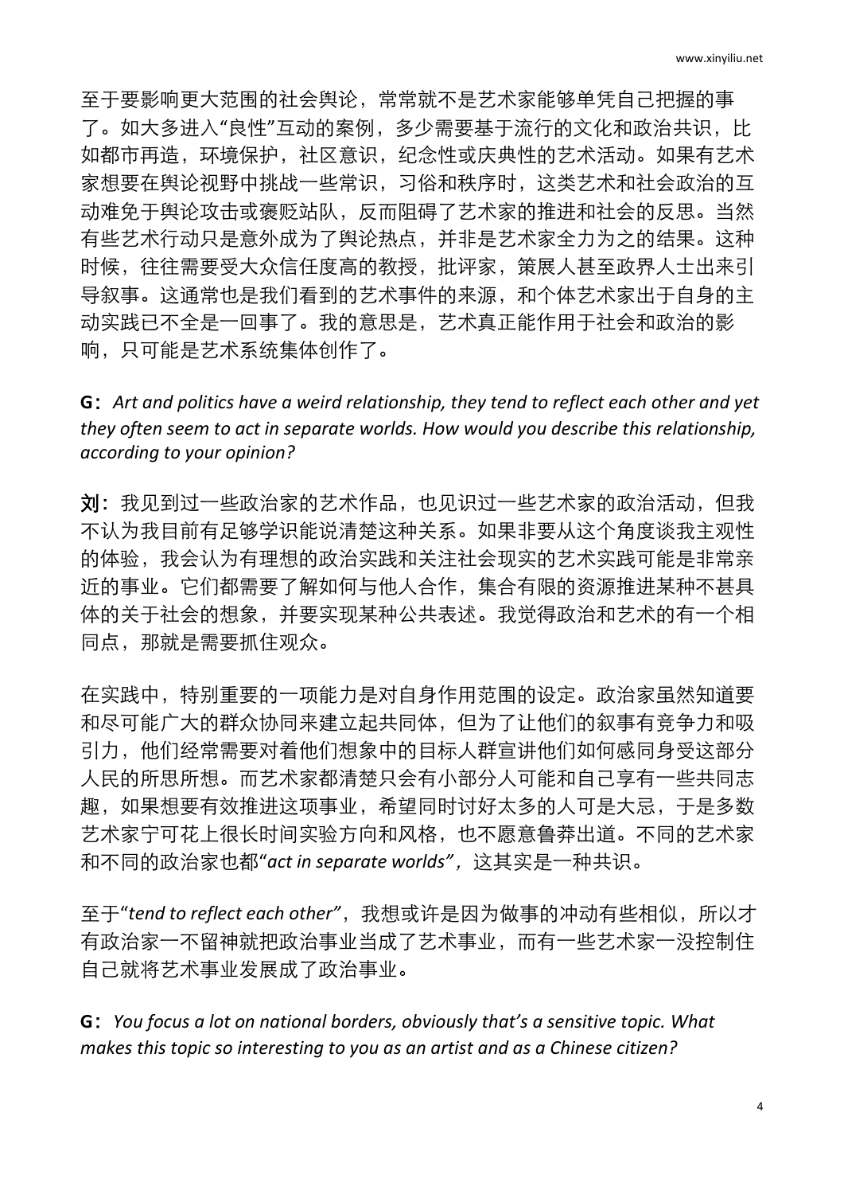至于要影响更大范围的社会舆论，常常就不是艺术家能够单凭自己把握的事了。如大多进入"良性"互动的案例，多少需要基于流行的文化和政治共识，比如都市再造，环境保护，社区意识，纪念性或庆典性的艺术活动。如果有艺术家想要在舆论视野中挑战一些常识，习俗和秩序时，这类艺术和社会政治的互动难免于舆论攻击或褒贬站队，反而阻碍了艺术家的推进和社会的反思。当然有些艺术行动只是意外成为了舆论热点，并非是艺术家全力为之的结果。这种时候，往往需要受大众信任度高的教授，批评家，策展人甚至政界人士出来引导叙事。这通常也是我们看到的艺术事件的来源，和个体艺术家出于自身的主动实践已不全是一回事了。我的意思是，艺术真正能作用于社会和政治的影响，只可能是艺术系统集体创作了。

**G：** *Art and politics have a weird relationship, they tend to reflect each other and yet they often seem to act in separate worlds. How would you describe this relationship, according to your opinion?*

**刘：** 我见到过一些政治家的艺术作品，也见识过一些艺术家的政治活动，但我不认为我目前有足够学识能说清楚这种关系。如果非要从这个角度谈我主观性的体验，我会认为有理想的政治实践和关注社会现实的艺术实践可能是非常亲近的事业。它们都需要了解如何与他人合作，集合有限的资源推进某种不甚具体的关于社会的想象，并要实现某种公共表述。我觉得政治和艺术的有一个相同点，那就是需要抓住观众。

在实践中，特别重要的一项能力是对自身作用范围的设定。政治家虽然知道要和尽可能广大的群众协同来建立起共同体，但为了让他们的叙事有竞争力和吸引力，他们经常需要对着他们想象中的目标人群宣讲他们如何感同身受这部分人民的所思所想。而艺术家都清楚只会有小部分人可能和自己享有一些共同志趣，如果想要有效推进这项事业，希望同时讨好太多的人可是大忌，于是多数艺术家宁可花上很长时间实验方向和风格，也不愿意鲁莽出道。不同的艺术家和不同的政治家也都"*act in separate worlds*"，这其实是一种共识。

至于"*tend to reflect each other*"，我想或许是因为做事的冲动有些相似，所以才有政治家一不留神就把政治事业当成了艺术事业，而有一些艺术家一没控制住自己就将艺术事业发展成了政治事业。

**G：** *You focus a lot on national borders, obviously that's a sensitive topic. What makes this topic so interesting to you as an artist and as a Chinese citizen?*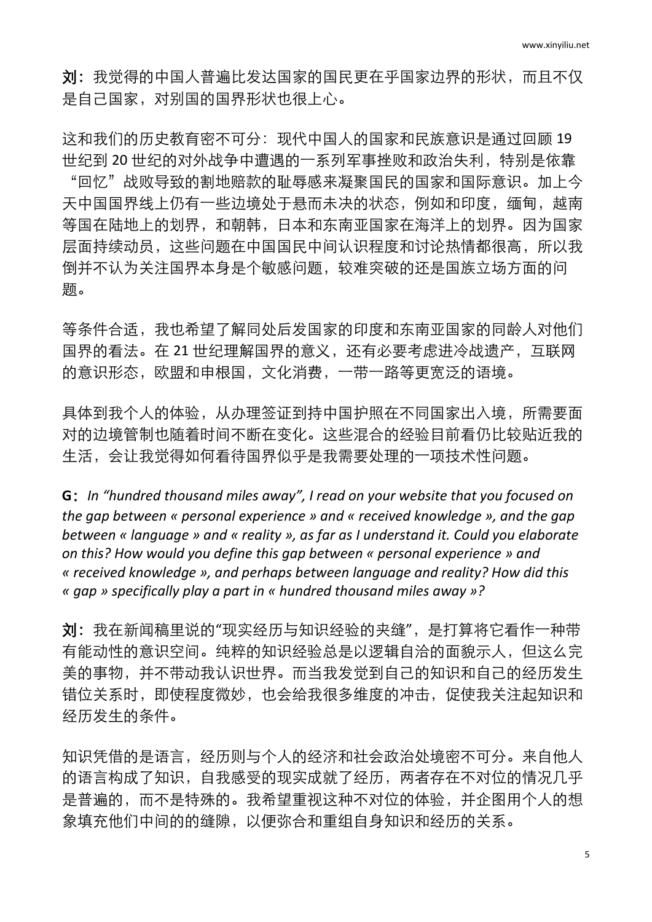**刘**：我觉得的中国人普遍比发达国家的国民更在乎国家边界的形状，而且不仅是自己国家，对别国的国界形状也很上心。

这和我们的历史教育密不可分：现代中国人的国家和民族意识是通过回顾 19 世纪到 20 世纪的对外战争中遭遇的一系列军事挫败和政治失利，特别是依靠"回忆"战败导致的割地赔款的耻辱感来凝聚国民的国家和国际意识。加上今天中国国界线上仍有一些边境处于悬而未决的状态，例如和印度，缅甸，越南等国在陆地上的划界，和朝韩，日本和东南亚国家在海洋上的划界。因为国家层面持续动员，这些问题在中国国民中间认识程度和讨论热情都很高，所以我倒并不认为关注国界本身是个敏感问题，较难突破的还是国族立场方面的问题。

等条件合适，我也希望了解同处后发国家的印度和东南亚国家的同龄人对他们国界的看法。在 21 世纪理解国界的意义，还有必要考虑进冷战遗产，互联网的意识形态，欧盟和申根国，文化消费，一带一路等更宽泛的语境。

具体到我个人的体验，从办理签证到持中国护照在不同国家出入境，所需要面对的边境管制也随着时间不断在变化。这些混合的经验目前看仍比较贴近我的生活，会让我觉得如何看待国界似乎是我需要处理的一项技术性问题。

**G**：*In "hundred thousand miles away", I read on your website that you focused on the gap between « personal experience » and « received knowledge », and the gap between « language » and « reality », as far as I understand it. Could you elaborate on this? How would you define this gap between « personal experience » and « received knowledge », and perhaps between language and reality? How did this « gap » specifically play a part in « hundred thousand miles away »?*

**刘**：我在新闻稿里说的"现实经历与知识经验的夹缝"，是打算将它看作一种带有能动性的意识空间。纯粹的知识经验总是以逻辑自洽的面貌示人，但这么完美的事物，并不带动我认识世界。而当我发觉到自己的知识和自己的经历发生错位关系时，即使程度微妙，也会给我很多维度的冲击，促使我关注起知识和经历发生的条件。

知识凭借的是语言，经历则与个人的经济和社会政治处境密不可分。来自他人的语言构成了知识，自我感受的现实成就了经历，两者存在不对位的情况几乎是普遍的，而不是特殊的。我希望重视这种不对位的体验，并企图用个人的想象填充他们中间的的缝隙，以便弥合和重组自身知识和经历的关系。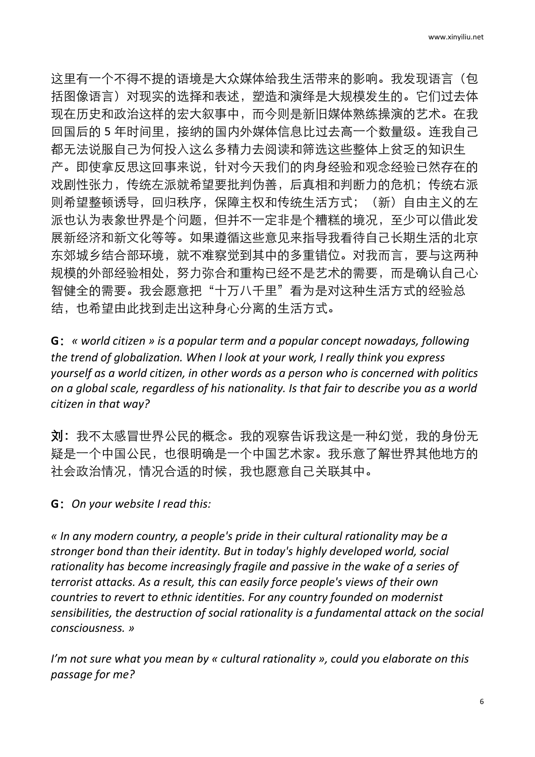这里有一个不得不提的语境是大众媒体给我生活带来的影响。我发现语言（包括图像语言）对现实的选择和表述，塑造和演绎是大规模发生的。它们过去体现在历史和政治这样的宏大叙事中，而今则是新旧媒体熟练操演的艺术。在我回国后的 5 年时间里，接纳的国内外媒体信息比过去高一个数量级。连我自己都无法说服自己为何投入这么多精力去阅读和筛选这些整体上贫乏的知识生产。即使拿反思这回事来说，针对今天我们的肉身经验和观念经验已然存在的戏剧性张力，传统左派就希望要批判伪善，后真相和判断力的危机；传统右派则希望整顿诱导，回归秩序，保障主权和传统生活方式；（新）自由主义的左派也认为表象世界是个问题，但并不一定非是个糟糕的境况，至少可以借此发展新经济和新文化等等。如果遵循这些意见来指导我看待自己长期生活的北京东郊城乡结合部环境，就不难察觉到其中的多重错位。对我而言，要与这两种规模的外部经验相处，努力弥合和重构已经不是艺术的需要，而是确认自己心智健全的需要。我会愿意把"十万八千里"看为是对这种生活方式的经验总结，也希望由此找到走出这种身心分离的生活方式。

**G**：*« world citizen » is a popular term and a popular concept nowadays, following the trend of globalization. When I look at your work, I really think you express yourself as a world citizen, in other words as a person who is concerned with politics on a global scale, regardless of his nationality. Is that fair to describe you as a world citizen in that way?*

**刘**：我不太感冒世界公民的概念。我的观察告诉我这是一种幻觉，我的身份无疑是一个中国公民，也很明确是一个中国艺术家。我乐意了解世界其他地方的社会政治情况，情况合适的时候，我也愿意自己关联其中。

**G**：*On your website I read this:*

*« In any modern country, a people's pride in their cultural rationality may be a stronger bond than their identity. But in today's highly developed world, social rationality has become increasingly fragile and passive in the wake of a series of terrorist attacks. As a result, this can easily force people's views of their own countries to revert to ethnic identities. For any country founded on modernist sensibilities, the destruction of social rationality is a fundamental attack on the social consciousness. »*

*I'm not sure what you mean by « cultural rationality », could you elaborate on this passage for me?*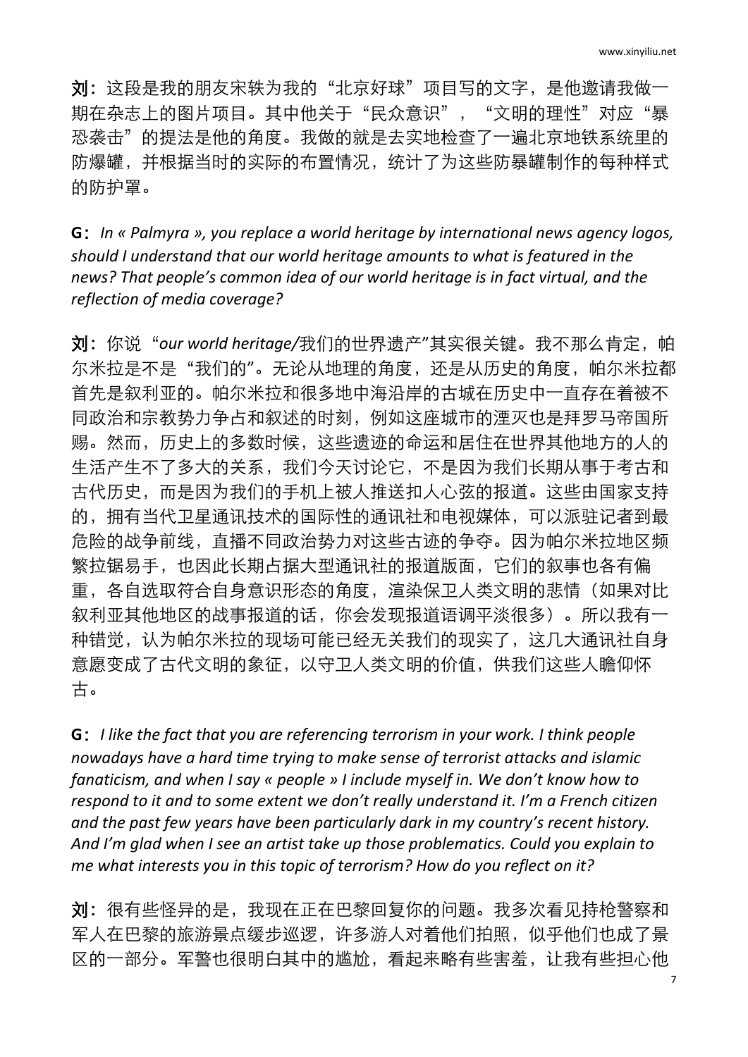**刘**：这段是我的朋友宋轶为我的“北京好球”项目写的文字，是他邀请我做一期在杂志上的图片项目。其中他关于“民众意识”，“文明的理性”对应“暴恐袭击”的提法是他的角度。我做的就是去实地检查了一遍北京地铁系统里的防爆罐，并根据当时的实际的布置情况，统计了为这些防暴罐制作的每种样式的防护罩。

**G**：*In « Palmyra », you replace a world heritage by international news agency logos, should I understand that our world heritage amounts to what is featured in the news? That people’s common idea of our world heritage is in fact virtual, and the reflection of media coverage?*

**刘**：你说“*our world heritage/*我们的世界遗产”其实很关键。我不那么肯定，帕尔米拉是不是“我们的”。无论从地理的角度，还是从历史的角度，帕尔米拉都首先是叙利亚的。帕尔米拉和很多地中海沿岸的古城在历史中一直存在着被不同政治和宗教势力争占和叙述的时刻，例如这座城市的湮灭也是拜罗马帝国所赐。然而，历史上的多数时候，这些遗迹的命运和居住在世界其他地方的人的生活产生不了多大的关系，我们今天讨论它，不是因为我们长期从事于考古和古代历史，而是因为我们的手机上被人推送扣人心弦的报道。这些由国家支持的，拥有当代卫星通讯技术的国际性的通讯社和电视媒体，可以派驻记者到最危险的战争前线，直播不同政治势力对这些古迹的争夺。因为帕尔米拉地区频繁拉锯易手，也因此长期占据大型通讯社的报道版面，它们的叙事也各有偏重，各自选取符合自身意识形态的角度，渲染保卫人类文明的悲情（如果对比叙利亚其他地区的战事报道的话，你会发现报道语调平淡很多）。所以我有一种错觉，认为帕尔米拉的现场可能已经无关我们的现实了，这几大通讯社自身意愿变成了古代文明的象征，以守卫人类文明的价值，供我们这些人瞻仰怀古。

**G**：*I like the fact that you are referencing terrorism in your work. I think people nowadays have a hard time trying to make sense of terrorist attacks and islamic fanaticism, and when I say « people » I include myself in. We don’t know how to respond to it and to some extent we don’t really understand it. I’m a French citizen and the past few years have been particularly dark in my country’s recent history. And I’m glad when I see an artist take up those problematics. Could you explain to me what interests you in this topic of terrorism? How do you reflect on it?*

**刘**：很有些怪异的是，我现在正在巴黎回复你的问题。我多次看见持枪警察和军人在巴黎的旅游景点缓步巡逻，许多游人对着他们拍照，似乎他们也成了景区的一部分。军警也很明白其中的尴尬，看起来略有些害羞，让我有些担心他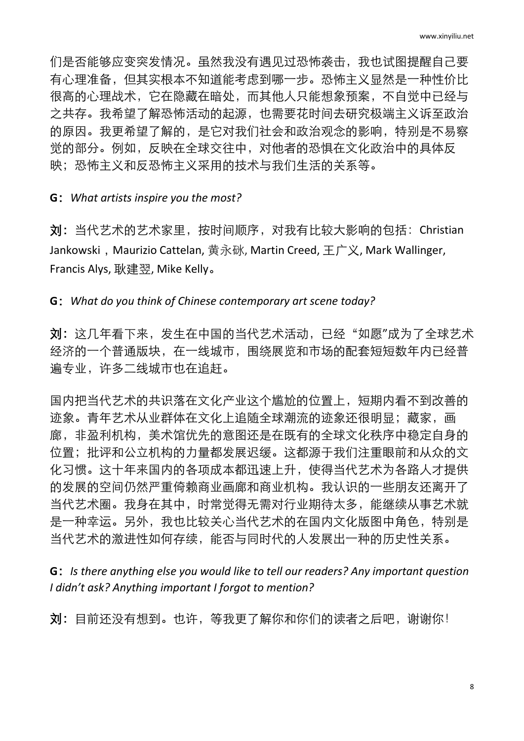们是否能够应变突发情况。虽然我没有遇见过恐怖袭击，我也试图提醒自己要有心理准备，但其实根本不知道能考虑到哪一步。恐怖主义显然是一种性价比很高的心理战术，它在隐藏在暗处，而其他人只能想象预案，不自觉中已经与之共存。我希望了解恐怖活动的起源，也需要花时间去研究极端主义诉至政治的原因。我更希望了解的，是它对我们社会和政治观念的影响，特别是不易察觉的部分。例如，反映在全球交往中，对他者的恐惧在文化政治中的具体反映；恐怖主义和反恐怖主义采用的技术与我们生活的关系等。

**G**：*What artists inspire you the most?*

**刘**：当代艺术的艺术家里，按时间顺序，对我有比较大影响的包括：Christian Jankowski，Maurizio Cattelan, 黄永砯, Martin Creed, 王广义, Mark Wallinger, Francis Alys, 耿建翌, Mike Kelly。

**G**：*What do you think of Chinese contemporary art scene today?*

**刘**：这几年看下来，发生在中国的当代艺术活动，已经"如愿"成为了全球艺术经济的一个普通版块，在一线城市，围绕展览和市场的配套短短数年内已经普遍专业，许多二线城市也在追赶。

国内把当代艺术的共识落在文化产业这个尴尬的位置上，短期内看不到改善的迹象。青年艺术从业群体在文化上追随全球潮流的迹象还很明显；藏家，画廊，非盈利机构，美术馆优先的意图还是在既有的全球文化秩序中稳定自身的位置；批评和公立机构的力量都发展迟缓。这都源于我们注重眼前和从众的文化习惯。这十年来国内的各项成本都迅速上升，使得当代艺术为各路人才提供的发展的空间仍然严重倚赖商业画廊和商业机构。我认识的一些朋友还离开了当代艺术圈。我身在其中，时常觉得无需对行业期待太多，能继续从事艺术就是一种幸运。另外，我也比较关心当代艺术的在国内文化版图中角色，特别是当代艺术的激进性如何存续，能否与同时代的人发展出一种的历史性关系。

**G**：*Is there anything else you would like to tell our readers? Any important question I didn't ask? Anything important I forgot to mention?*

**刘**：目前还没有想到。也许，等我更了解你和你们的读者之后吧，谢谢你！